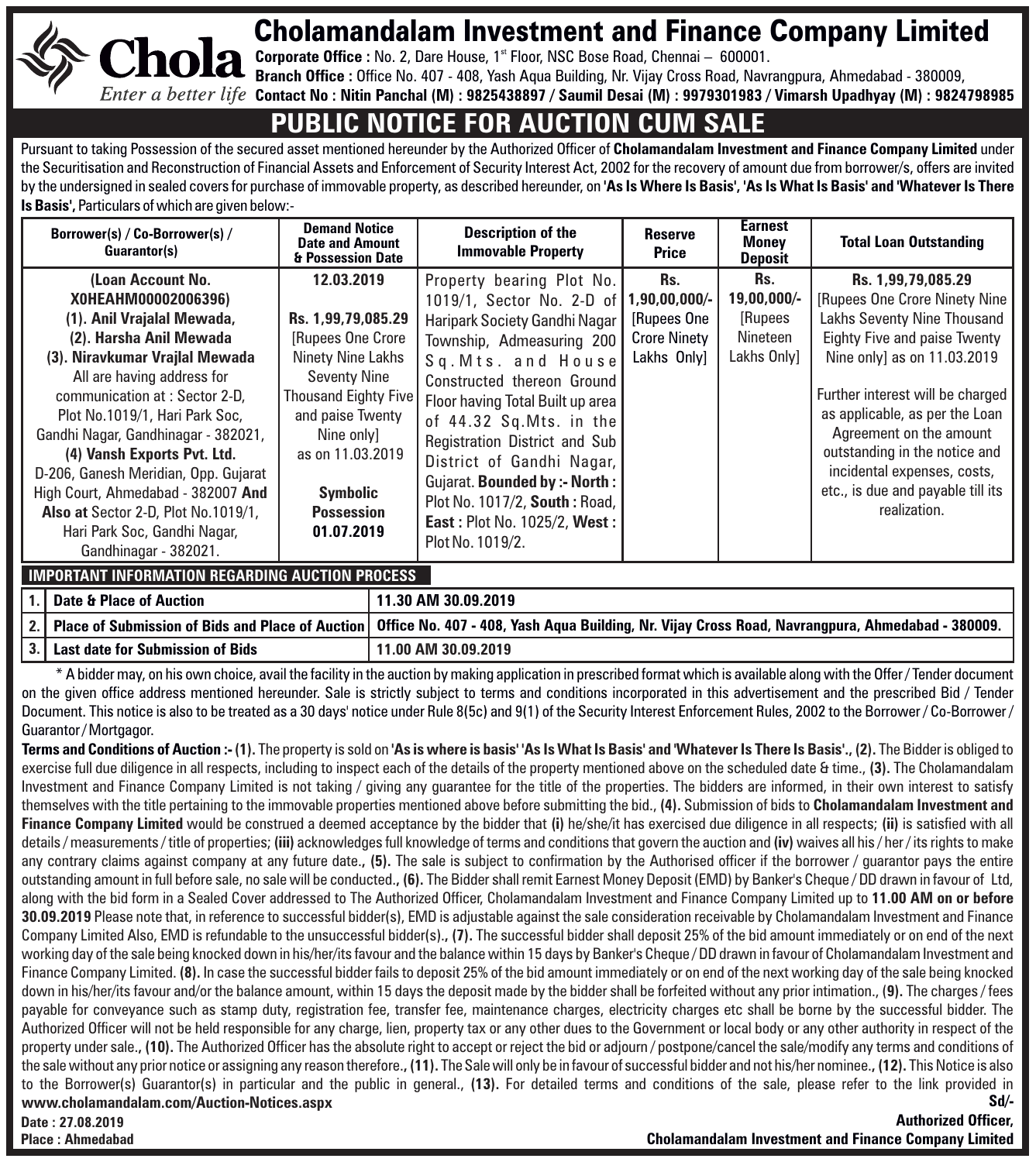# Cholamandalam Investment and Finance Company Limited

**Chola** *Enter a better life*

**Corporate Office :** No. 2, Dare House, 1st Floor, NSC Bose Road, Chennai – 600001.
**Branch Office :** Office No. 407 - 408, Yash Aqua Building, Nr. Vijay Cross Road, Navrangpura, Ahmedabad - 380009,
**Contact No : Nitin Panchal (M) : 9825438897 / Saumil Desai (M) : 9979301983 / Vimarsh Upadhyay (M) : 9824798985**

## PUBLIC NOTICE FOR AUCTION CUM SALE

Pursuant to taking Possession of the secured asset mentioned hereunder by the Authorized Officer of **Cholamandalam Investment and Finance Company Limited** under the Securitisation and Reconstruction of Financial Assets and Enforcement of Security Interest Act, 2002 for the recovery of amount due from borrower/s, offers are invited by the undersigned in sealed covers for purchase of immovable property, as described hereunder, on **'As Is Where Is Basis', 'As Is What Is Basis' and 'Whatever Is There Is Basis',** Particulars of which are given below:-

| Borrower(s) / Co-Borrower(s) / Guarantor(s) | Demand Notice Date and Amount & Possession Date | Description of the Immovable Property | Reserve Price | Earnest Money Deposit | Total Loan Outstanding |
|---|---|---|---|---|---|
| **(Loan Account No. X0HEAHM00002006396)** **(1). Anil Vrajalal Mewada, (2). Harsha Anil Mewada (3). Niravkumar Vrajlal Mewada** All are having address for communication at : Sector 2-D, Plot No.1019/1, Hari Park Soc, Gandhi Nagar, Gandhinagar - 382021, **(4) Vansh Exports Pvt. Ltd.** D-206, Ganesh Meridian, Opp. Gujarat High Court, Ahmedabad - 382007 **And Also at** Sector 2-D, Plot No.1019/1, Hari Park Soc, Gandhi Nagar, Gandhinagar - 382021. | **12.03.2019** **Rs. 1,99,79,085.29** [Rupees One Crore Ninety Nine Lakhs Seventy Nine Thousand Eighty Five and paise Twenty Nine only] as on 11.03.2019 **Symbolic Possession 01.07.2019** | Property bearing Plot No. 1019/1, Sector No. 2-D of Haripark Society Gandhi Nagar Township, Admeasuring 200 Sq.Mts. and House Constructed thereon Ground Floor having Total Built up area of 44.32 Sq.Mts. in the Registration District and Sub District of Gandhi Nagar, Gujarat. **Bounded by :- North :** Plot No. 1017/2, **South :** Road, **East :** Plot No. 1025/2, **West :** Plot No. 1019/2. | **Rs. 1,90,00,000/-** [Rupees One Crore Ninety Lakhs Only] | **Rs. 19,00,000/-** [Rupees Nineteen Lakhs Only] | **Rs. 1,99,79,085.29** [Rupees One Crore Ninety Nine Lakhs Seventy Nine Thousand Eighty Five and paise Twenty Nine only] as on 11.03.2019 Further interest will be charged as applicable, as per the Loan Agreement on the amount outstanding in the notice and incidental expenses, costs, etc., is due and payable till its realization. |

**IMPORTANT INFORMATION REGARDING AUCTION PROCESS**

| | | |
|---|---|---|
| 1. | **Date & Place of Auction** | **11.30 AM 30.09.2019** |
| 2. | **Place of Submission of Bids and Place of Auction** | **Office No. 407 - 408, Yash Aqua Building, Nr. Vijay Cross Road, Navrangpura, Ahmedabad - 380009.** |
| 3. | **Last date for Submission of Bids** | **11.00 AM 30.09.2019** |

\* A bidder may, on his own choice, avail the facility in the auction by making application in prescribed format which is available along with the Offer / Tender document on the given office address mentioned hereunder. Sale is strictly subject to terms and conditions incorporated in this advertisement and the prescribed Bid / Tender Document. This notice is also to be treated as a 30 days' notice under Rule 8(5c) and 9(1) of the Security Interest Enforcement Rules, 2002 to the Borrower / Co-Borrower / Guarantor / Mortgagor.

**Terms and Conditions of Auction :- (1).** The property is sold on **'As is where is basis' 'As Is What Is Basis' and 'Whatever Is There Is Basis'., (2).** The Bidder is obliged to exercise full due diligence in all respects, including to inspect each of the details of the property mentioned above on the scheduled date & time., **(3).** The Cholamandalam Investment and Finance Company Limited is not taking / giving any guarantee for the title of the properties. The bidders are informed, in their own interest to satisfy themselves with the title pertaining to the immovable properties mentioned above before submitting the bid., **(4).** Submission of bids to **Cholamandalam Investment and Finance Company Limited** would be construed a deemed acceptance by the bidder that **(i)** he/she/it has exercised due diligence in all respects; **(ii)** is satisfied with all details / measurements / title of properties; **(iii)** acknowledges full knowledge of terms and conditions that govern the auction and **(iv)** waives all his / her / its rights to make any contrary claims against company at any future date., **(5).** The sale is subject to confirmation by the Authorised officer if the borrower / guarantor pays the entire outstanding amount in full before sale, no sale will be conducted., **(6).** The Bidder shall remit Earnest Money Deposit (EMD) by Banker's Cheque / DD drawn in favour of Ltd, along with the bid form in a Sealed Cover addressed to The Authorized Officer, Cholamandalam Investment and Finance Company Limited up to **11.00 AM on or before 30.09.2019** Please note that, in reference to successful bidder(s), EMD is adjustable against the sale consideration receivable by Cholamandalam Investment and Finance Company Limited Also, EMD is refundable to the unsuccessful bidder(s)., **(7).** The successful bidder shall deposit 25% of the bid amount immediately or on end of the next working day of the sale being knocked down in his/her/its favour and the balance within 15 days by Banker's Cheque / DD drawn in favour of Cholamandalam Investment and Finance Company Limited. **(8).** In case the successful bidder fails to deposit 25% of the bid amount immediately or on end of the next working day of the sale being knocked down in his/her/its favour and/or the balance amount, within 15 days the deposit made by the bidder shall be forfeited without any prior intimation., **(9).** The charges / fees payable for conveyance such as stamp duty, registration fee, transfer fee, maintenance charges, electricity charges etc shall be borne by the successful bidder. The Authorized Officer will not be held responsible for any charge, lien, property tax or any other dues to the Government or local body or any other authority in respect of the property under sale., **(10).** The Authorized Officer has the absolute right to accept or reject the bid or adjourn / postpone/cancel the sale/modify any terms and conditions of the sale without any prior notice or assigning any reason therefore., **(11).** The Sale will only be in favour of successful bidder and not his/her nominee., **(12).** This Notice is also to the Borrower(s) Guarantor(s) in particular and the public in general., **(13).** For detailed terms and conditions of the sale, please refer to the link provided in **www.cholamandalam.com/Auction-Notices.aspx**

**Date : 27.08.2019**
**Place : Ahmedabad**

**Sd/-**
**Authorized Officer,**
**Cholamandalam Investment and Finance Company Limited**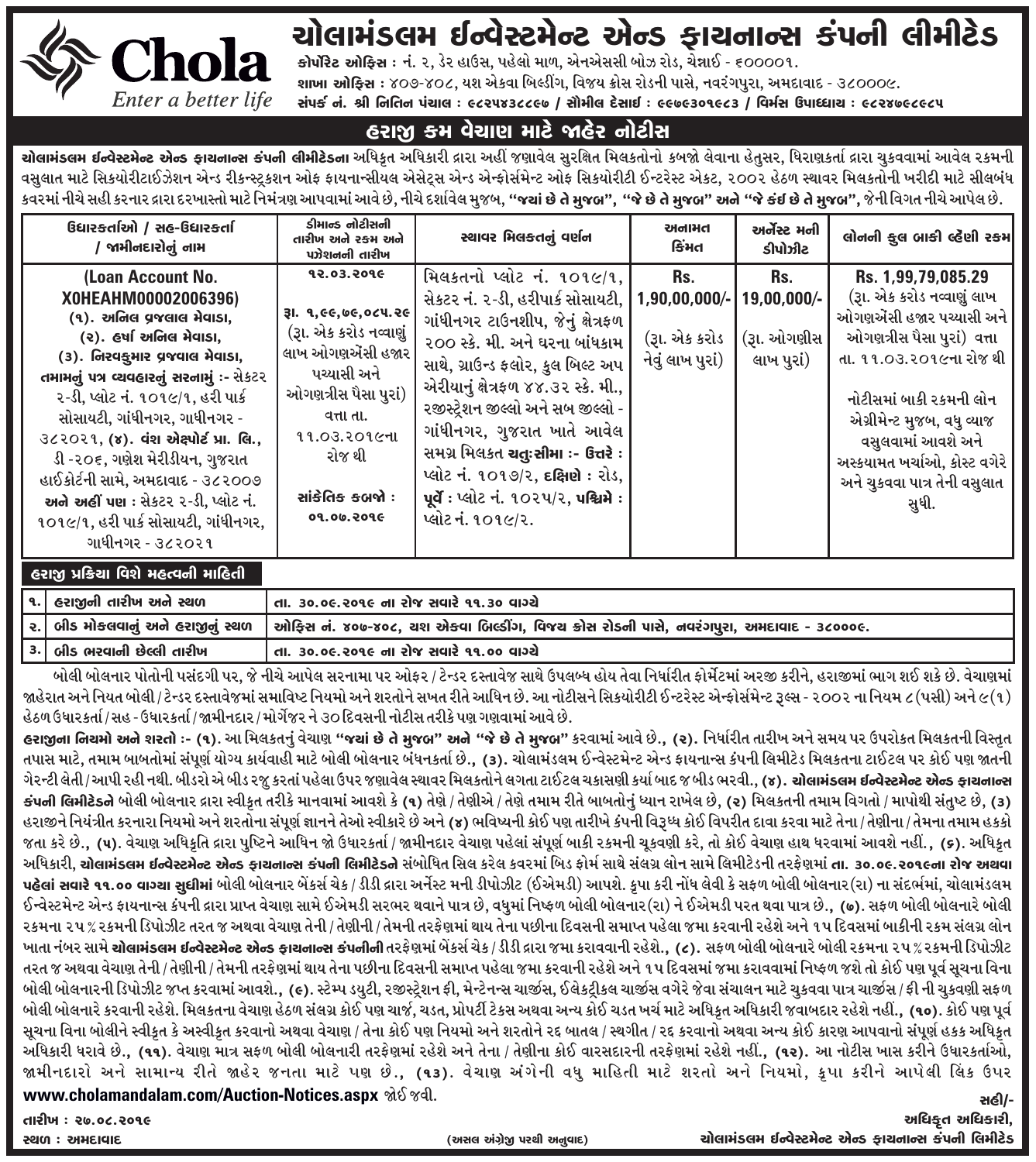# ચોલામંડલમ ઈન્વેસ્ટમેન્ટ એન્ડ ફાયનાન્સ કંપની લીમીટેડ

**Chola**
*Enter a better life*

**કોર્પોરેટ ઓફિસ :** નં. ૨, ડેર હાઉસ, પહેલો માળ, એનએસસી બોઝ રોડ, ચેન્નાઈ - ૬૦૦૦૦૧.
**શાખા ઓફિસ :** ૪૦૭-૪૦૮, યશ એક્વા બિલ્ડીંગ, વિજય ક્રોસ રોડની પાસે, નવરંગપુરા, અમદાવાદ - ૩૮૦૦૦૯.
**સંપર્ક નં.** શ્રી નિતિન પંચાલ : ૯૮૨૫૪૩૮૮૯૭ / સૌમીલ દેસાઈ : ૯૯૭૯૩૦૧૯૮૩ / વિમલ ઉપાધ્યાય : ૯૮૨૪૭૯૮૯૮૫

## હરાજી કમ વેચાણ માટે જાહેર નોટીસ

**ચોલામંડલમ ઈન્વેસ્ટમેન્ટ એન્ડ ફાયનાન્સ કંપની લીમીટેડના** અધિકૃત અધિકારી દ્વારા અહીં જણાવેલ સુરક્ષિત મિલકતોનો કબજો લેવાના હેતુસર, ધિરાણકર્તા દ્વારા ચુકવવામાં આવેલ રકમની વસુલાત માટે સિક્યોરીટાઈઝેશન એન્ડ રીકન્સ્ટ્રક્શન ઓફ ફાયનાન્સીયલ એસેટ્સ એન્ડ એન્ફોર્સમેન્ટ ઓફ સિક્યોરીટી ઈન્ટરેસ્ટ એક્ટ, ૨૦૦૨ હેઠળ સ્થાવર મિલકતોની ખરીદી માટે સીલબંધ કવરમાં નીચે સહી કરનાર દ્વારા દરખાસ્તો માટે નિમંત્રણ આપવામાં આવે છે, નીચે દર્શાવેલ મુજબ, **"જ્યાં છે તે મુજબ"**, **"જે છે તે મુજબ"** અને **"જે કંઈ છે તે મુજબ"**, જેની વિગત નીચે આપેલ છે.

| ઉધારકર્તાઓ / સહ-ઉધારકર્તા / જામીનદારોનું નામ | ડીમાન્ડ નોટીસની તારીખ અને રકમ અને પઝેશનની તારીખ | સ્થાવર મિલકતનું વર્ણન | અનામત કિંમત | અર્નેસ્ટ મની ડીપોઝીટ | લોનની કુલ બાકી લ્હેણી રકમ |
|---|---|---|---|---|---|
| **(Loan Account No. X0HEAHM00002006396)** **(૧). અનિલ વ્રજલાલ મેવાડા, (૨). હર્ષા અનિલ મેવાડા, (૩). નિરવકુમાર વ્રજવાલ મેવાડા, તમામનું પત્ર વ્યવહારનું સરનામું :-** સેક્ટર ૨-ડી, પ્લોટ નં. ૧૦૧૯/૧, હરી પાર્ક સોસાયટી, ગાંધીનગર, ગાધીનગર - ૩૮૨૦૨૧, **(૪). વંશ એક્સ્પોર્ટ પ્રા. લિ.,** ડી -૨૦૬, ગણેશ મેરીડીયન, ગુજરાત હાઈકોર્ટની સામે, અમદાવાદ - ૩૮૨૦૦૭ **અને અહીં પણ :** સેક્ટર ૨-ડી, પ્લોટ નં. ૧૦૧૯/૧, હરી પાર્ક સોસાયટી, ગાંધીનગર, ગાધીનગર - ૩૮૨૦૨૧ | **૧૨.૦૩.૨૦૧૯** રૂા. ૧,૯૯,૭૯,૦૮૫.૨૯ (રૂા. એક કરોડ નવ્વાણું લાખ ઓગણએંસી હજાર પચ્યાસી અને ઓગણત્રીસ પૈસા પુરાં) વત્તા તા. ૧૧.૦૩.૨૦૧૯ના રોજ થી **સાંકેતિક કબજો : ૦૧.૦૭.૨૦૧૯** | મિલકતનો પ્લોટ નં. ૧૦૧૯/૧, સેક્ટર નં. ૨-ડી, હરીપાર્ક સોસાયટી, ગાંધીનગર ટાઉનશીપ, જેનું ક્ષેત્રફળ ૨૦૦ સ્કે. મી. અને ઘરના બાંધકામ સાથે, ગ્રાઉન્ડ ફ્લોર, કુલ બિલ્ટ અપ એરીયાનું ક્ષેત્રફળ ૪૪.૩૨ સ્કે. મી., રજીસ્ટ્રેશન જીલ્લો અને સબ જીલ્લો - ગાંધીનગર, ગુજરાત ખાતે આવેલ સમગ્ર મિલકત **ચતુઃસીમા :- ઉત્તરે :** પ્લોટ નં. ૧૦૧૭/૨, **દક્ષિણે :** રોડ, **પૂર્વે :** પ્લોટ નં. ૧૦૨૫/૨, **પશ્ચિમે :** પ્લોટ નં. ૧૦૧૯/૨. | **Rs. 1,90,00,000/-** (રૂા. એક કરોડ નેવું લાખ પુરાં) | **Rs. 19,00,000/-** (રૂા. ઓગણીસ લાખ પુરાં) | **Rs. 1,99,79,085.29** (રૂા. એક કરોડ નવ્વાણું લાખ ઓગણએંસી હજાર પચ્યાસી અને ઓગણત્રીસ પૈસા પુરાં) વત્તા તા. ૧૧.૦૩.૨૦૧૯ના રોજ થી નોટીસમાં બાકી રકમની લોન એગ્રીમેન્ટ મુજબ, વધુ વ્યાજ વસુલવામાં આવશે અને અસ્કયામત ખર્ચાઓ, કોસ્ટ વગેરે અને ચુકવવા પાત્ર તેની વસુલાત સુધી. |

### હરાજી પ્રક્રિયા વિશે મહત્વની માહિતી

| | | |
|---|---|---|
| ૧. | હરાજીની તારીખ અને સ્થળ | તા. ૩૦.૦૯.૨૦૧૯ ના રોજ સવારે ૧૧.૩૦ વાગ્યે |
| ૨. | બીડ મોકલવાનું અને હરાજીનું સ્થળ | ઓફિસ નં. ૪૦૭-૪૦૮, યશ એક્વા બિલ્ડીંગ, વિજય ક્રોસ રોડની પાસે, નવરંગપુરા, અમદાવાદ - ૩૮૦૦૦૯. |
| ૩. | બીડ ભરવાની છેલ્લી તારીખ | તા. ૩૦.૦૯.૨૦૧૯ ના રોજ સવારે ૧૧.૦૦ વાગ્યે |

બોલી બોલનાર પોતાની પસંદગી પર, જે નીચે આપેલ સરનામા પર ઓફર / ટેન્ડર દસ્તાવેજ સાથે ઉપલબ્ધ હોય તેવા નિર્ધારીત ફોર્મેટમાં અરજી કરીને, હરાજીમાં ભાગ લઈ શકે છે. વેચાણમાં જાહેરાત અને નિયત બોલી / ટેન્ડર દસ્તાવેજમાં સમાવિષ્ટ નિયમો અને શરતોને સખત રીતે આધિન છે. આ નોટીસને સિક્યોરીટી ઈન્ટરેસ્ટ એન્ફોર્સમેન્ટ રૂલ્સ - ૨૦૦૨ ના નિયમ ૮(૫સી) અને ૯(૧) હેઠળ ઉધારકર્તા / સહ - ઉધારકર્તા / જામીનદાર / મોર્ગેજર ને ૩૦ દિવસની નોટીસ તરીકે પણ ગણવામાં આવે છે.

**હરાજીના નિયમો અને શરતો :-** (૧). આ મિલકતનું વેચાણ **"જ્યાં છે તે મુજબ"** અને **"જે છે તે મુજબ"** કરવામાં આવે છે., (૨). નિર્ધારીત તારીખ અને સમય પર ઉપરોક્ત મિલકતની વિસ્તૃત તપાસ માટે, તમામ બાબતોમાં સંપૂર્ણ યોગ્ય કાર્યવાહી માટે બોલી બોલનાર બંધનકર્તા છે., (૩). ચોલામંડલમ ઈન્વેસ્ટમેન્ટ એન્ડ ફાયનાન્સ કંપની લિમિટેડ મિલકતના ટાઈટલ પર કોઈ પણ જાતની ગેરન્ટી લેતી / આપી રહી નથી. બીડરો એ બીડ રજુ કરતાં પહેલા ઉપર જણાવેલ સ્થાવર મિલકતોને લગતા ટાઈટલ ચકાસણી કર્યા બાદ જ બીડ ભરવી., (૪). **ચોલામંડલમ ઈન્વેસ્ટમેન્ટ એન્ડ ફાયનાન્સ કંપની લિમિટેડને** બોલી બોલનાર દ્વારા સ્વીકૃત તરીકે માનવામાં આવશે કે (૧) તેણે / તેણીએ / તેણે તમામ રીતે બાબતોનું ધ્યાન રાખેલ છે, (૨) મિલકતની તમામ વિગતો / માપોથી સંતુષ્ટ છે, (૩) હરાજીને નિયંત્રીત કરનારા નિયમો અને શરતોના સંપૂર્ણ જ્ઞાનને તેઓ સ્વીકારે છે અને (૪) ભવિષ્યની કોઈ પણ તારીખે કંપની વિરુધ્ધ કોઈ વિપરીત દાવા કરવા માટે તેના / તેણીના / તેમના તમામ હકકો જતા કરે છે., (૫). વેચાણ અધિકૃતિ દ્વારા પુષ્ટિને આધિન જો ઉધારકર્તા / જામીનદાર વેચાણ પહેલાં સંપૂર્ણ બાકી રકમની ચૂકવણી કરે, તો કોઈ વેચાણ હાથ ધરવામાં આવશે નહીં., (૬). અધિકૃત અધિકારી, **ચોલામંડલમ ઈન્વેસ્ટમેન્ટ એન્ડ ફાયનાન્સ કંપની લિમિટેડને** સંબોધિત સિલ કરેલ કવરમાં બિડ ફોર્મ સાથે સંલગ્ન લોન સામે લિમિટેડની તરફેણમાં **તા. ૩૦.૦૯.૨૦૧૯ના રોજ અથવા પહેલાં સવારે ૧૧.૦૦ વાગ્યા સુધીમાં** બોલી બોલનાર બેંકર્સ ચેક / ડીડી દ્વારા અર્નેસ્ટ મની ડીપોઝીટ (ઈએમડી) આપશે. કૃપા કરી નોંધ લેવી કે સફળ બોલી બોલનાર(રા) ના સંદર્ભમાં, ચોલામંડલમ ઈન્વેસ્ટમેન્ટ એન્ડ ફાયનાન્સ કંપની દ્વારા પ્રાપ્ત વેચાણ સામે ઈએમડી સરભર થવાને પાત્ર છે, વધુમાં નિષ્ફળ બોલી બોલનાર(રા) ને ઈએમડી પરત થવા પાત્ર છે., (૭). સફળ બોલી બોલનારે બોલી રકમના ૨૫% રકમની ડિપોઝીટ તરત જ અથવા વેચાણ તેની / તેણીની / તેમની તરફેણમાં થાય તેના પછીના દિવસની સમાપ્ત પહેલા જમા કરવાની રહેશે અને ૧૫ દિવસમાં બાકીની રકમ સંલગ્ન લોન ખાતા નંબર સામે **ચોલામંડલમ ઈન્વેસ્ટમેન્ટ એન્ડ ફાયનાન્સ કંપનીની** તરફેણમાં બેંકર્સ ચેક / ડીડી દ્વારા જમા કરાવવાની રહેશે., (૮). સફળ બોલી બોલનારે બોલી રકમના ૨૫% રકમની ડિપોઝીટ તરત જ અથવા વેચાણ તેની / તેણીની / તેમની તરફેણમાં થાય તેના પછીના દિવસની સમાપ્ત પહેલા જમા કરવાની રહેશે અને ૧૫ દિવસમાં જમા કરાવવામાં નિષ્ફળ જશે તો કોઈ પણ પૂર્વ સૂચના વિના બોલી બોલનારની ડિપોઝીટ જપ્ત કરવામાં આવશે., (૯). સ્ટેમ્પ ડયુટી, રજીસ્ટ્રેશન ફી, મેન્ટેનન્સ ચાર્જીસ, ઈલેક્ટ્રીકલ ચાર્જીસ વગેરે જેવા સંચાલન માટે ચુકવવા પાત્ર ચાર્જીસ / ફી ની ચુકવણી સફળ બોલી બોલનારે કરવાની રહેશે. મિલકતના વેચાણ હેઠળ સંલગ્ન કોઈ પણ ચાર્જ, ચડત, પ્રોપર્ટી ટેક્સ અથવા અન્ય કોઈ ચડત ખર્ચ માટે અધિકૃત અધિકારી જવાબદાર રહેશે નહીં., (૧૦). કોઈ પણ પૂર્વ સૂચના વિના બોલીને સ્વીકૃત કે અસ્વીકૃત કરવાનો અથવા વેચાણ / તેના કોઈ પણ નિયમો અને શરતોને રદ બાતલ / સ્થગીત / રદ કરવાનો અથવા અન્ય કોઈ કારણ આપવાનો સંપૂર્ણ હકક અધિકૃત અધિકારી ધરાવે છે., (૧૧). વેચાણ માત્ર સફળ બોલી બોલનારી તરફેણમાં રહેશે અને તેના / તેણીના કોઈ વારસદારની તરફેણમાં રહેશે નહીં., (૧૨). આ નોટીસ ખાસ કરીને ઉધારકર્તાઓ, જામીનદારો અને સામાન્ય રીતે જાહેર જનતા માટે પણ છે., (૧૩). વેચાણ અંગેની વધુ માહિતી માટે શરતો અને નિયમો, કૃપા કરીને આપેલી લિંક ઉપર **www.cholamandalam.com/Auction-Notices.aspx** જોઈ જવી.

**તારીખ :** ૨૭.૦૮.૨૦૧૯
**સ્થળ :** અમદાવાદ

(અસલ અંગ્રેજી પરથી અનુવાદ)

સહી/-
અધિકૃત અધિકારી,
ચોલામંડલમ ઈન્વેસ્ટમેન્ટ એન્ડ ફાયનાન્સ કંપની લિમિટેડ